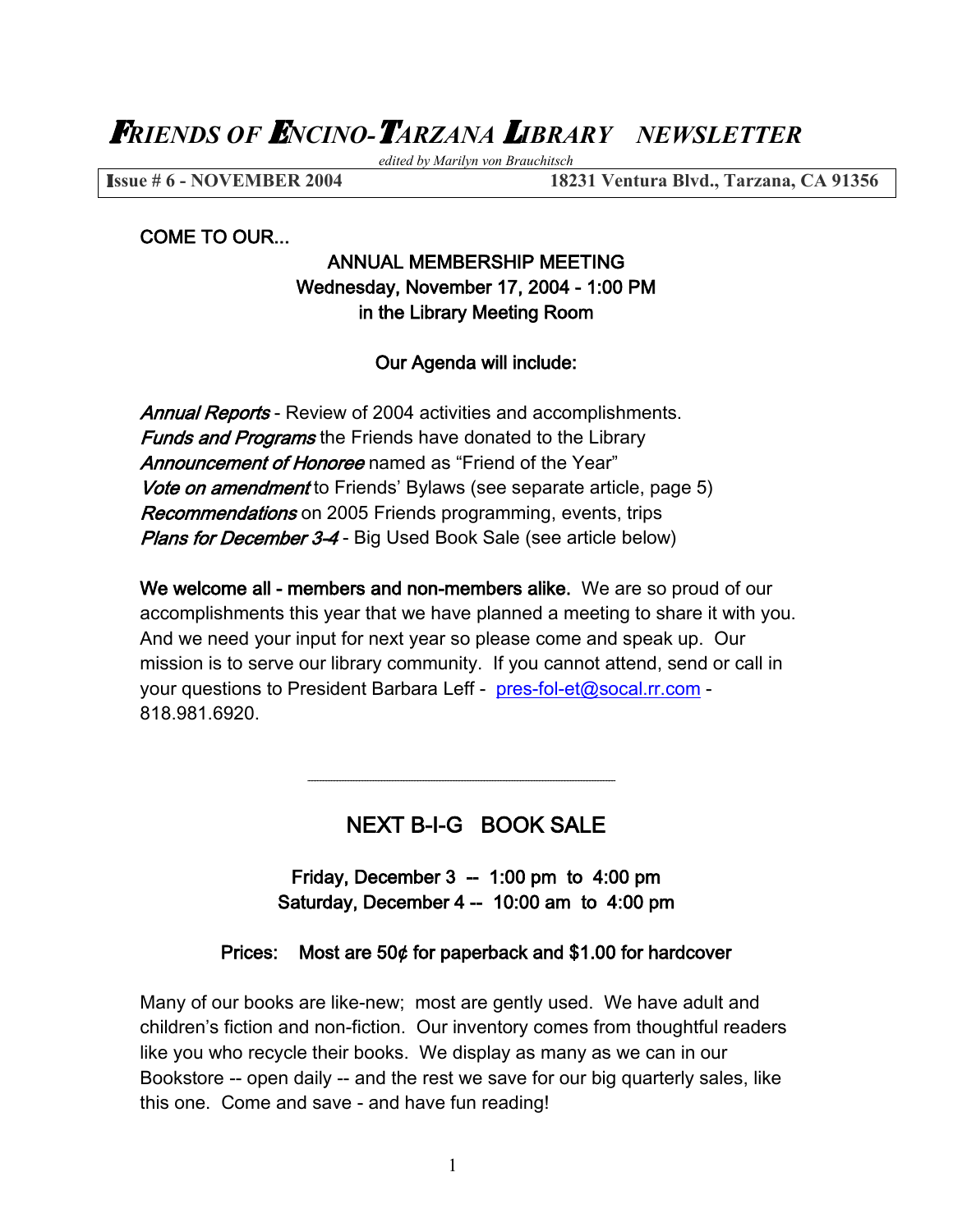# FRIENDS OF ENCINO-TARZANA LIBRARY NEWSLETTER

*edited by Marilyn von Brauchitsch*

**Issue # 6 - NOVEMBER 2004** **18231 Ventura Blvd., Tarzana, CA 91356**

COME TO OUR...

ANNUAL MEMBERSHIP MEETING
Wednesday, November 17, 2004 - 1:00 PM
in the Library Meeting Room

Our Agenda will include:

*Annual Reports* - Review of 2004 activities and accomplishments.
*Funds and Programs* the Friends have donated to the Library
*Announcement of Honoree* named as "Friend of the Year"
*Vote on amendment* to Friends' Bylaws (see separate article, page 5)
*Recommendations* on 2005 Friends programming, events, trips
*Plans for December 3-4* - Big Used Book Sale (see article below)

**We welcome all - members and non-members alike.** We are so proud of our accomplishments this year that we have planned a meeting to share it with you. And we need your input for next year so please come and speak up. Our mission is to serve our library community. If you cannot attend, send or call in your questions to President Barbara Leff - pres-fol-et@socal.rr.com - 818.981.6920.

---

## NEXT B-I-G BOOK SALE

Friday, December 3 -- 1:00 pm to 4:00 pm
Saturday, December 4 -- 10:00 am to 4:00 pm

Prices: Most are 50¢ for paperback and $1.00 for hardcover

Many of our books are like-new; most are gently used. We have adult and children's fiction and non-fiction. Our inventory comes from thoughtful readers like you who recycle their books. We display as many as we can in our Bookstore -- open daily -- and the rest we save for our big quarterly sales, like this one. Come and save - and have fun reading!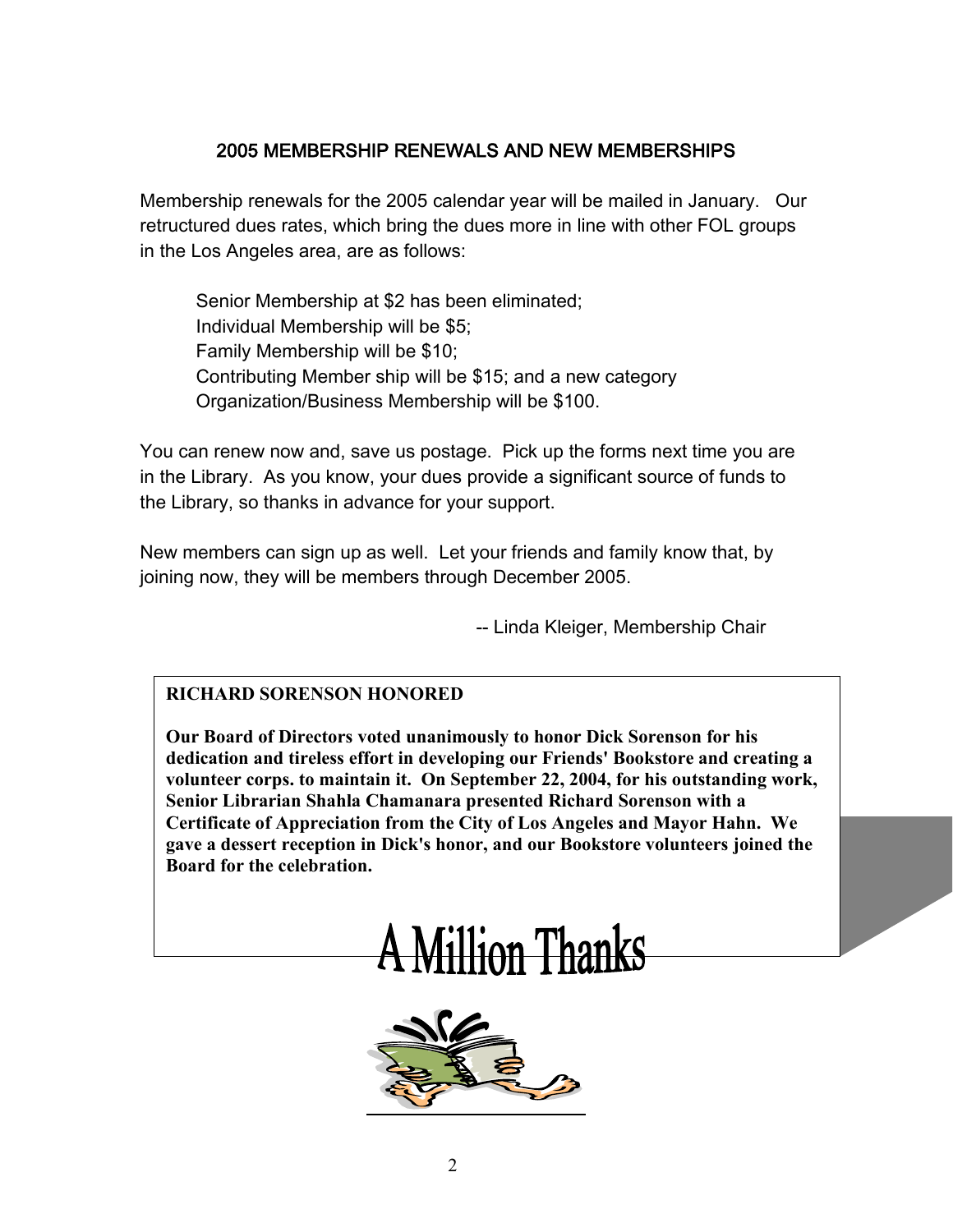## 2005 MEMBERSHIP RENEWALS AND NEW MEMBERSHIPS

Membership renewals for the 2005 calendar year will be mailed in January. Our retructured dues rates, which bring the dues more in line with other FOL groups in the Los Angeles area, are as follows:

Senior Membership at $2 has been eliminated;
Individual Membership will be $5;
Family Membership will be $10;
Contributing Member ship will be $15; and a new category
Organization/Business Membership will be $100.

You can renew now and, save us postage. Pick up the forms next time you are in the Library. As you know, your dues provide a significant source of funds to the Library, so thanks in advance for your support.

New members can sign up as well. Let your friends and family know that, by joining now, they will be members through December 2005.

-- Linda Kleiger, Membership Chair

**RICHARD SORENSON HONORED**

**Our Board of Directors voted unanimously to honor Dick Sorenson for his dedication and tireless effort in developing our Friends' Bookstore and creating a volunteer corps. to maintain it. On September 22, 2004, for his outstanding work, Senior Librarian Shahla Chamanara presented Richard Sorenson with a Certificate of Appreciation from the City of Los Angeles and Mayor Hahn. We gave a dessert reception in Dick's honor, and our Bookstore volunteers joined the Board for the celebration.**

A Million Thanks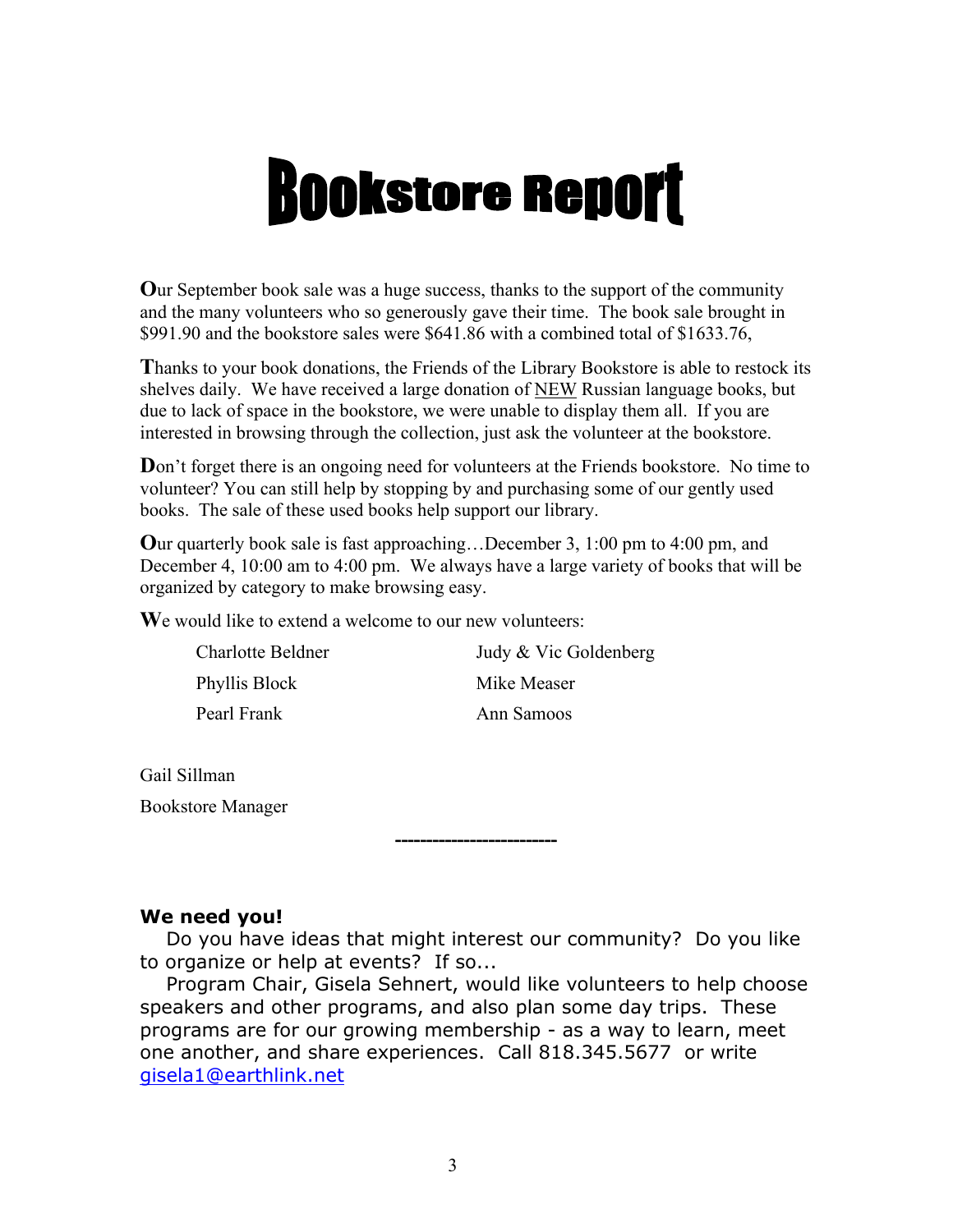# Bookstore Report

**O**ur September book sale was a huge success, thanks to the support of the community and the many volunteers who so generously gave their time. The book sale brought in $991.90 and the bookstore sales were $641.86 with a combined total of $1633.76,

**T**hanks to your book donations, the Friends of the Library Bookstore is able to restock its shelves daily. We have received a large donation of <u>NEW</u> Russian language books, but due to lack of space in the bookstore, we were unable to display them all. If you are interested in browsing through the collection, just ask the volunteer at the bookstore.

**D**on't forget there is an ongoing need for volunteers at the Friends bookstore. No time to volunteer? You can still help by stopping by and purchasing some of our gently used books. The sale of these used books help support our library.

**O**ur quarterly book sale is fast approaching…December 3, 1:00 pm to 4:00 pm, and December 4, 10:00 am to 4:00 pm. We always have a large variety of books that will be organized by category to make browsing easy.

**W**e would like to extend a welcome to our new volunteers:

| | |
|---|---|
| Charlotte Beldner | Judy & Vic Goldenberg |
| Phyllis Block | Mike Measer |
| Pearl Frank | Ann Samoos |

Gail Sillman

Bookstore Manager

------------------------

**We need you!**

Do you have ideas that might interest our community? Do you like to organize or help at events? If so...

Program Chair, Gisela Sehnert, would like volunteers to help choose speakers and other programs, and also plan some day trips. These programs are for our growing membership - as a way to learn, meet one another, and share experiences. Call 818.345.5677 or write gisela1@earthlink.net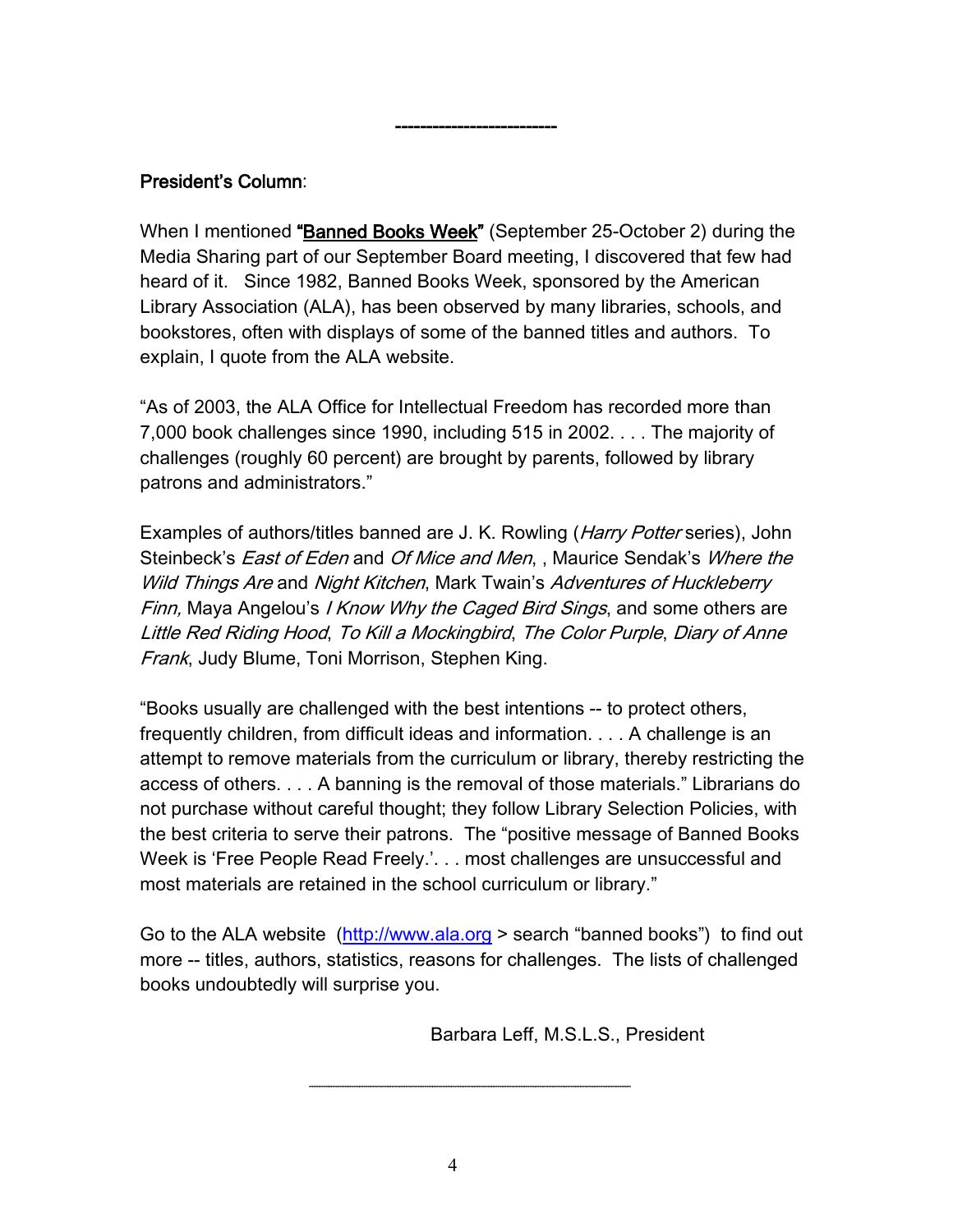-------------------------

**President's Column**:

When I mentioned **"Banned Books Week"** (September 25-October 2) during the Media Sharing part of our September Board meeting, I discovered that few had heard of it. Since 1982, Banned Books Week, sponsored by the American Library Association (ALA), has been observed by many libraries, schools, and bookstores, often with displays of some of the banned titles and authors. To explain, I quote from the ALA website.

"As of 2003, the ALA Office for Intellectual Freedom has recorded more than 7,000 book challenges since 1990, including 515 in 2002. . . . The majority of challenges (roughly 60 percent) are brought by parents, followed by library patrons and administrators."

Examples of authors/titles banned are J. K. Rowling (*Harry Potter* series), John Steinbeck's *East of Eden* and *Of Mice and Men*, , Maurice Sendak's *Where the Wild Things Are* and *Night Kitchen*, Mark Twain's *Adventures of Huckleberry Finn,* Maya Angelou's *I Know Why the Caged Bird Sings*, and some others are *Little Red Riding Hood*, *To Kill a Mockingbird*, *The Color Purple*, *Diary of Anne Frank*, Judy Blume, Toni Morrison, Stephen King.

"Books usually are challenged with the best intentions -- to protect others, frequently children, from difficult ideas and information. . . . A challenge is an attempt to remove materials from the curriculum or library, thereby restricting the access of others. . . . A banning is the removal of those materials." Librarians do not purchase without careful thought; they follow Library Selection Policies, with the best criteria to serve their patrons. The "positive message of Banned Books Week is 'Free People Read Freely.'. . . most challenges are unsuccessful and most materials are retained in the school curriculum or library."

Go to the ALA website (http://www.ala.org > search "banned books") to find out more -- titles, authors, statistics, reasons for challenges. The lists of challenged books undoubtedly will surprise you.

Barbara Leff, M.S.L.S., President

---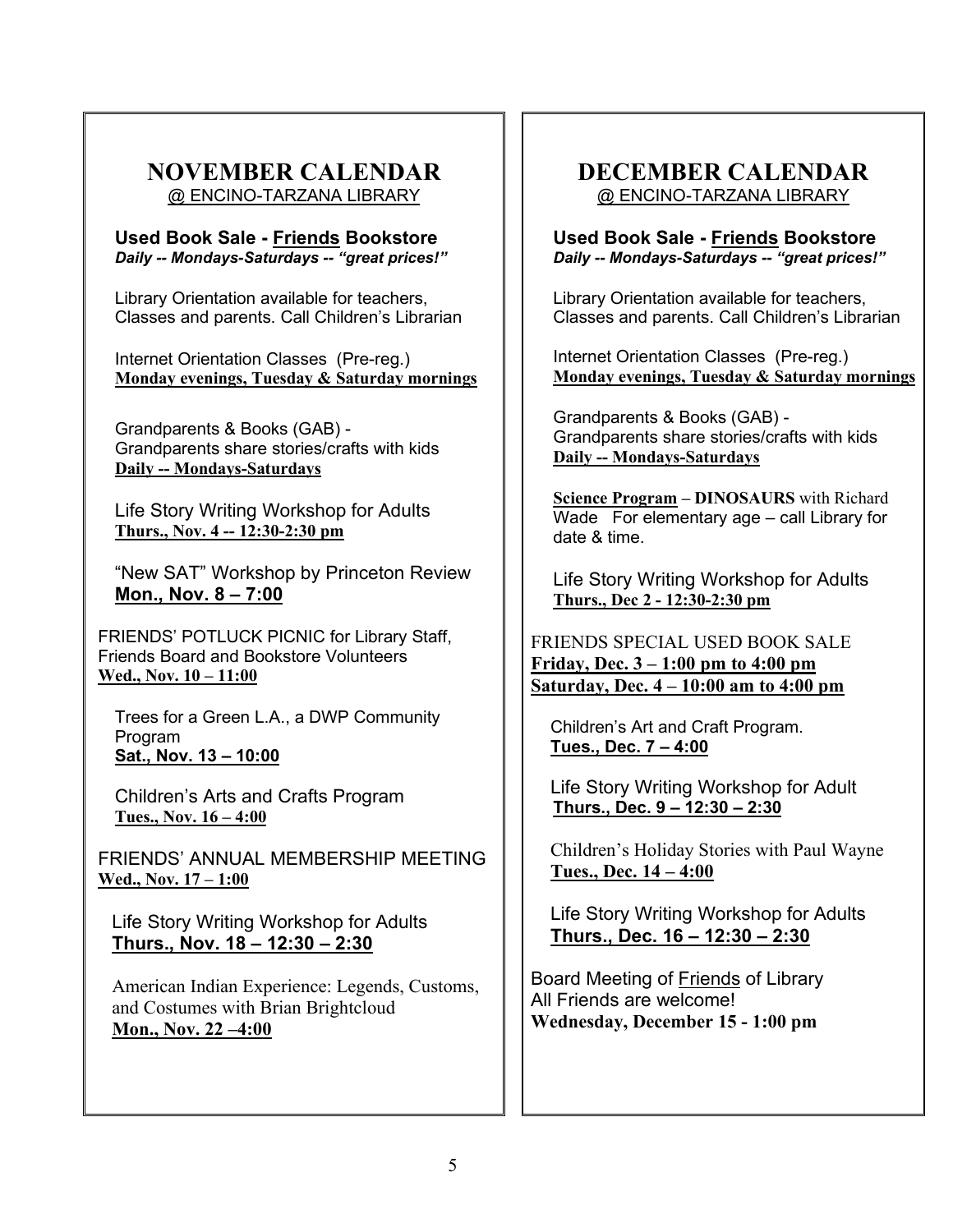## NOVEMBER CALENDAR

@ ENCINO-TARZANA LIBRARY

**Used Book Sale - Friends Bookstore**
***Daily -- Mondays-Saturdays -- "great prices!"***

Library Orientation available for teachers, Classes and parents. Call Children's Librarian

Internet Orientation Classes (Pre-reg.)
**Monday evenings, Tuesday & Saturday mornings**

Grandparents & Books (GAB) -
Grandparents share stories/crafts with kids
**Daily -- Mondays-Saturdays**

Life Story Writing Workshop for Adults
**Thurs., Nov. 4 -- 12:30-2:30 pm**

"New SAT" Workshop by Princeton Review
**Mon., Nov. 8 – 7:00**

FRIENDS' POTLUCK PICNIC for Library Staff, Friends Board and Bookstore Volunteers
**Wed., Nov. 10 – 11:00**

Trees for a Green L.A., a DWP Community Program
**Sat., Nov. 13 – 10:00**

Children's Arts and Crafts Program
**Tues., Nov. 16 – 4:00**

FRIENDS' ANNUAL MEMBERSHIP MEETING
**Wed., Nov. 17 – 1:00**

Life Story Writing Workshop for Adults
**Thurs., Nov. 18 – 12:30 – 2:30**

American Indian Experience: Legends, Customs, and Costumes with Brian Brightcloud
**Mon., Nov. 22 –4:00**

## DECEMBER CALENDAR

@ ENCINO-TARZANA LIBRARY

**Used Book Sale - Friends Bookstore**
***Daily -- Mondays-Saturdays -- "great prices!"***

Library Orientation available for teachers, Classes and parents. Call Children's Librarian

Internet Orientation Classes (Pre-reg.)
**Monday evenings, Tuesday & Saturday mornings**

Grandparents & Books (GAB) -
Grandparents share stories/crafts with kids
**Daily -- Mondays-Saturdays**

**Science Program** – **DINOSAURS** with Richard Wade For elementary age – call Library for date & time.

Life Story Writing Workshop for Adults
**Thurs., Dec 2 - 12:30-2:30 pm**

FRIENDS SPECIAL USED BOOK SALE
**Friday, Dec. 3 – 1:00 pm to 4:00 pm**
**Saturday, Dec. 4 – 10:00 am to 4:00 pm**

Children's Art and Craft Program.
**Tues., Dec. 7 – 4:00**

Life Story Writing Workshop for Adult
**Thurs., Dec. 9 – 12:30 – 2:30**

Children's Holiday Stories with Paul Wayne
**Tues., Dec. 14 – 4:00**

Life Story Writing Workshop for Adults
**Thurs., Dec. 16 – 12:30 – 2:30**

Board Meeting of Friends of Library
All Friends are welcome!
**Wednesday, December 15 - 1:00 pm**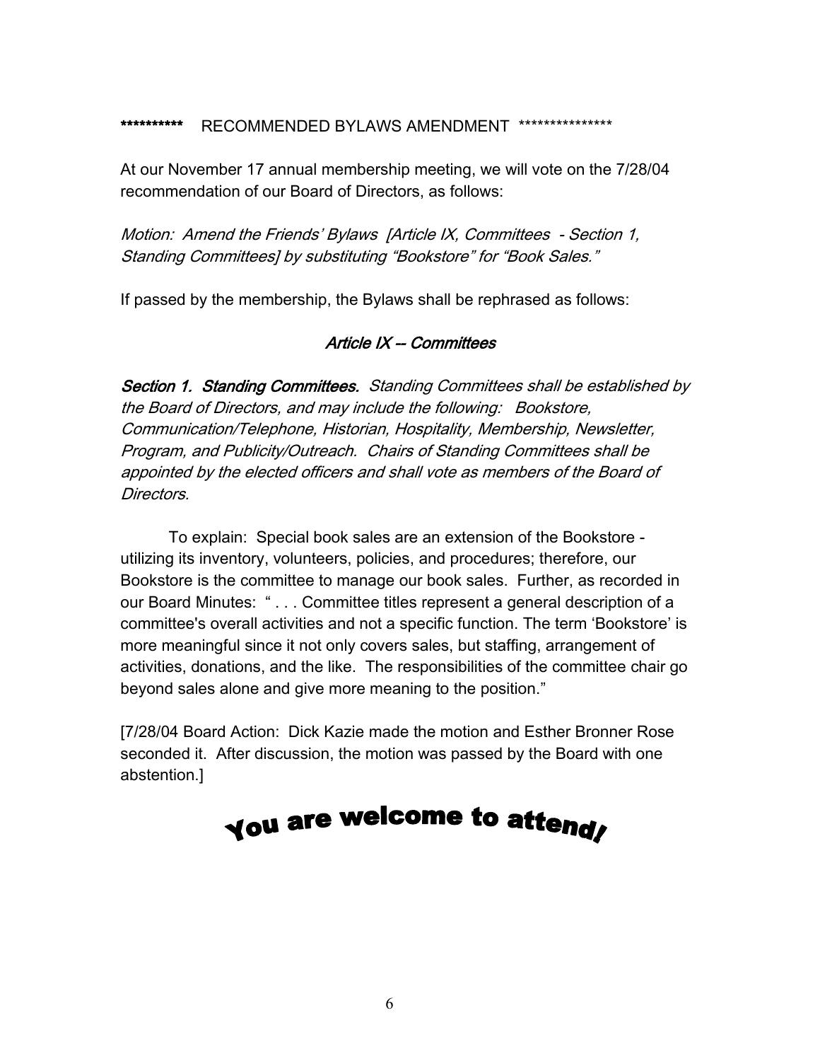**\*\*\*\*\*\*\*\*\*\*\*** RECOMMENDED BYLAWS AMENDMENT \*\*\*\*\*\*\*\*\*\*\*\*\*\*\*

At our November 17 annual membership meeting, we will vote on the 7/28/04 recommendation of our Board of Directors, as follows:

*Motion: Amend the Friends' Bylaws [Article IX, Committees - Section 1, Standing Committees] by substituting "Bookstore" for "Book Sales."*

If passed by the membership, the Bylaws shall be rephrased as follows:

### *Article IX -- Committees*

***Section 1. Standing Committees.*** *Standing Committees shall be established by the Board of Directors, and may include the following: Bookstore, Communication/Telephone, Historian, Hospitality, Membership, Newsletter, Program, and Publicity/Outreach. Chairs of Standing Committees shall be appointed by the elected officers and shall vote as members of the Board of Directors.*

To explain: Special book sales are an extension of the Bookstore - utilizing its inventory, volunteers, policies, and procedures; therefore, our Bookstore is the committee to manage our book sales. Further, as recorded in our Board Minutes: " . . . Committee titles represent a general description of a committee's overall activities and not a specific function. The term 'Bookstore' is more meaningful since it not only covers sales, but staffing, arrangement of activities, donations, and the like. The responsibilities of the committee chair go beyond sales alone and give more meaning to the position."

[7/28/04 Board Action: Dick Kazie made the motion and Esther Bronner Rose seconded it. After discussion, the motion was passed by the Board with one abstention.]

**You are welcome to attend!**